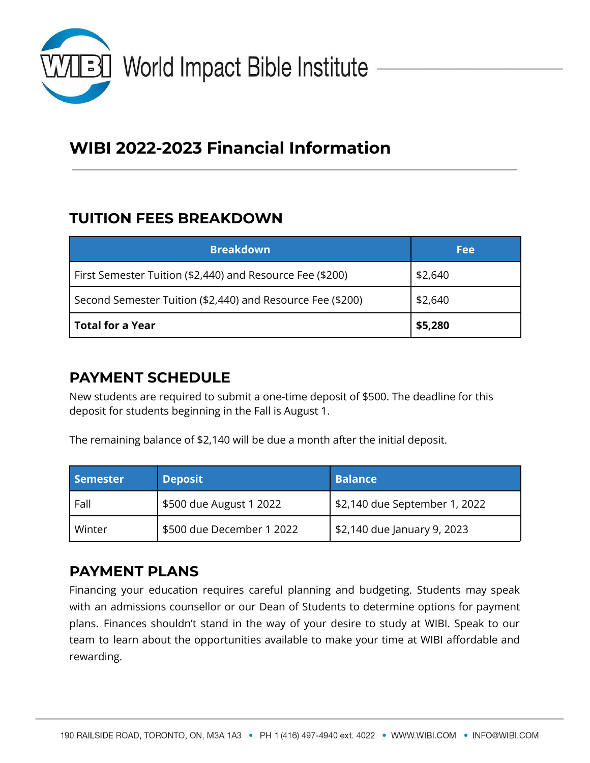World Impact Bible Institute

# WIBI 2022-2023 Financial Information

## TUITION FEES BREAKDOWN

| Breakdown | Fee |
|---|---|
| First Semester Tuition ($2,440) and Resource Fee ($200) | $2,640 |
| Second Semester Tuition ($2,440) and Resource Fee ($200) | $2,640 |
| **Total for a Year** | **$5,280** |

## PAYMENT SCHEDULE

New students are required to submit a one-time deposit of $500. The deadline for this deposit for students beginning in the Fall is August 1.

The remaining balance of $2,140 will be due a month after the initial deposit.

| Semester | Deposit | Balance |
|---|---|---|
| Fall | $500 due August 1 2022 | $2,140 due September 1, 2022 |
| Winter | $500 due December 1 2022 | $2,140 due January 9, 2023 |

## PAYMENT PLANS

Financing your education requires careful planning and budgeting. Students may speak with an admissions counsellor or our Dean of Students to determine options for payment plans. Finances shouldn't stand in the way of your desire to study at WIBI. Speak to our team to learn about the opportunities available to make your time at WIBI affordable and rewarding.

190 RAILSIDE ROAD, TORONTO, ON, M3A 1A3 • PH 1 (416) 497-4940 ext. 4022 • WWW.WIBI.COM • INFO@WIBI.COM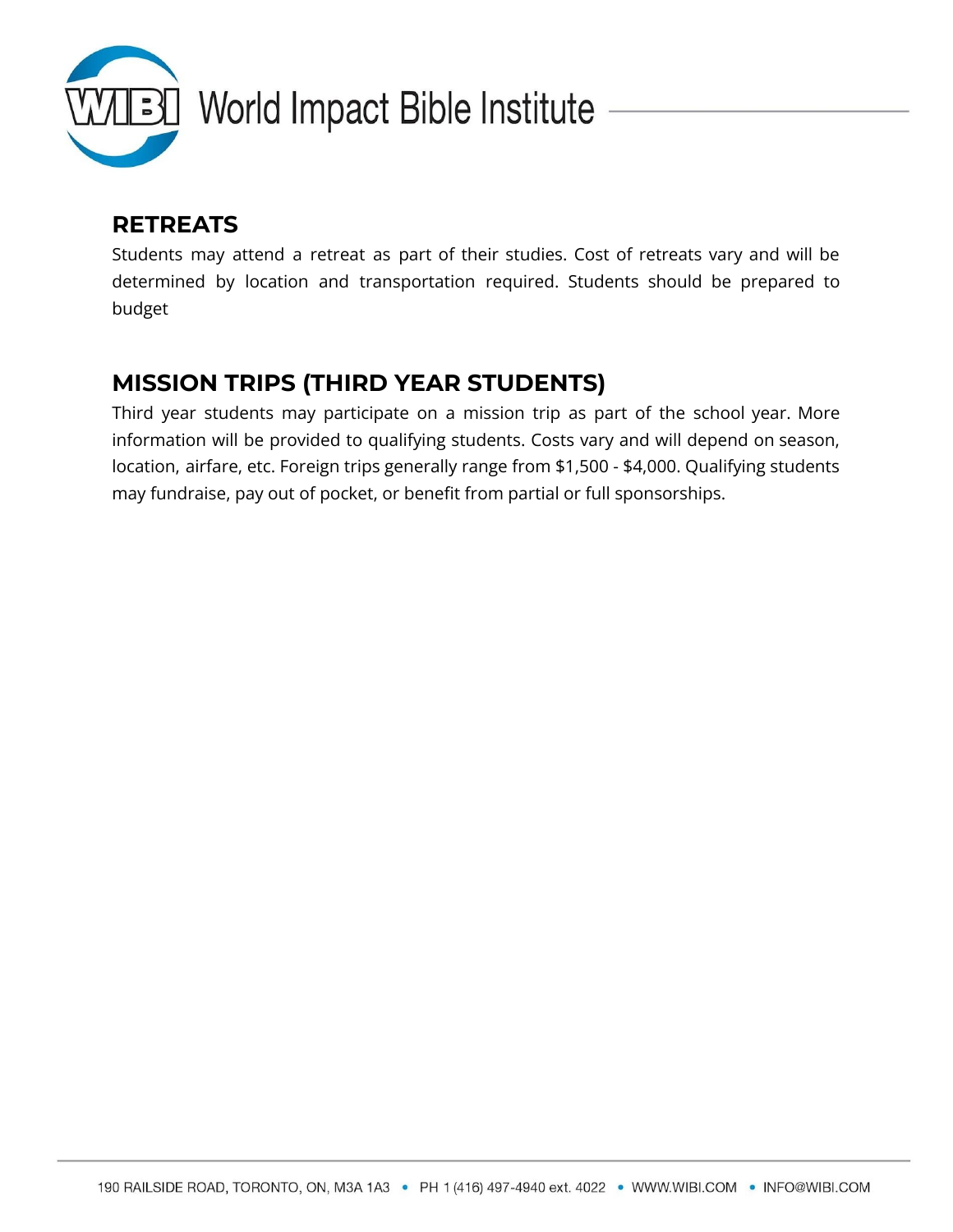## RETREATS

Students may attend a retreat as part of their studies. Cost of retreats vary and will be determined by location and transportation required. Students should be prepared to budget

## MISSION TRIPS (THIRD YEAR STUDENTS)

Third year students may participate on a mission trip as part of the school year. More information will be provided to qualifying students. Costs vary and will depend on season, location, airfare, etc. Foreign trips generally range from $1,500 - $4,000. Qualifying students may fundraise, pay out of pocket, or benefit from partial or full sponsorships.